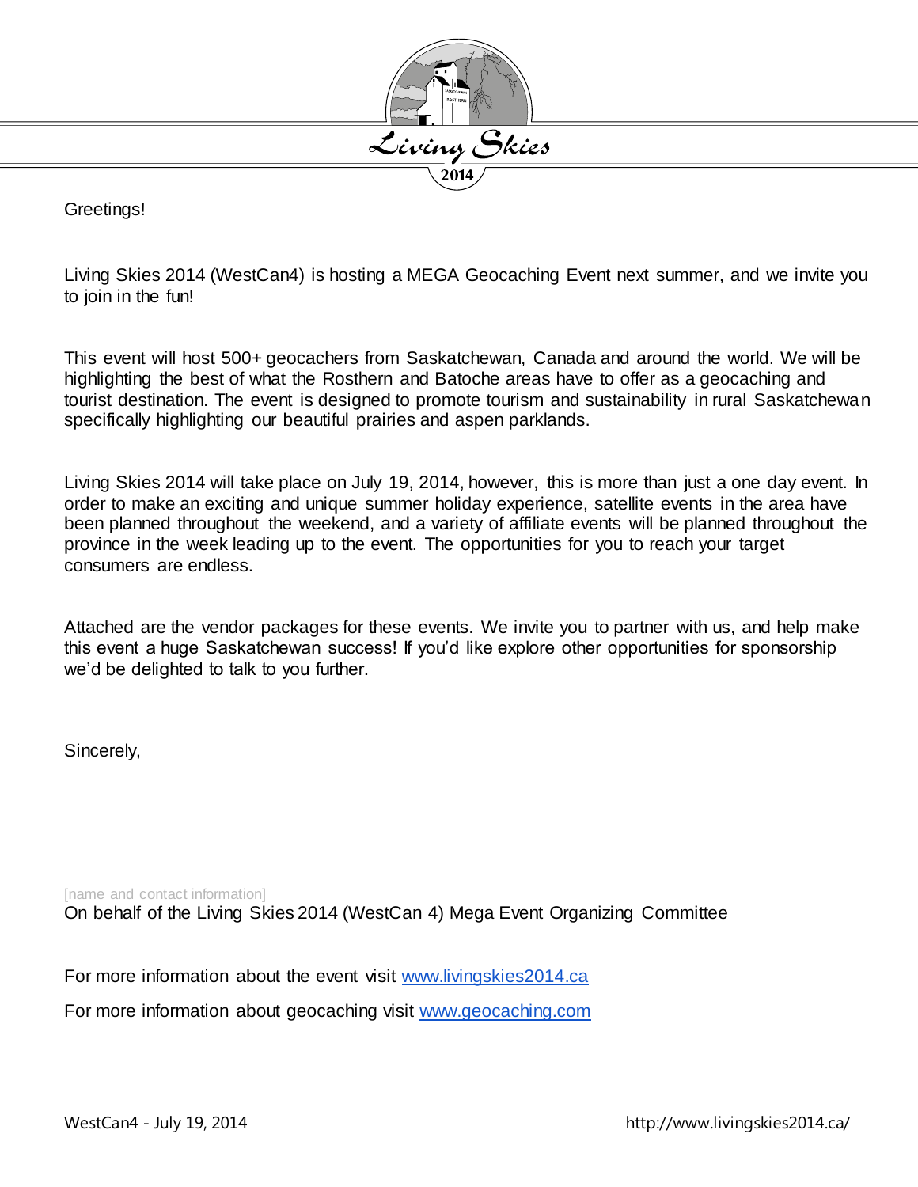Greetings!

Living Skies 2014 (WestCan4) is hosting a MEGA Geocaching Event next summer, and we invite you to join in the fun!

This event will host 500+ geocachers from Saskatchewan, Canada and around the world. We will be highlighting the best of what the Rosthern and Batoche areas have to offer as a geocaching and tourist destination. The event is designed to promote tourism and sustainability in rural Saskatchewan specifically highlighting our beautiful prairies and aspen parklands.

Living Skies 2014 will take place on July 19, 2014, however, this is more than just a one day event. In order to make an exciting and unique summer holiday experience, satellite events in the area have been planned throughout the weekend, and a variety of affiliate events will be planned throughout the province in the week leading up to the event. The opportunities for you to reach your target consumers are endless.

Attached are the vendor packages for these events. We invite you to partner with us, and help make this event a huge Saskatchewan success! If you'd like explore other opportunities for sponsorship we'd be delighted to talk to you further.

Sincerely,

[name and contact information]
On behalf of the Living Skies 2014 (WestCan 4) Mega Event Organizing Committee

For more information about the event visit [www.livingskies2014.ca](http://www.livingskies2014.ca)

For more information about geocaching visit [www.geocaching.com](http://www.geocaching.com)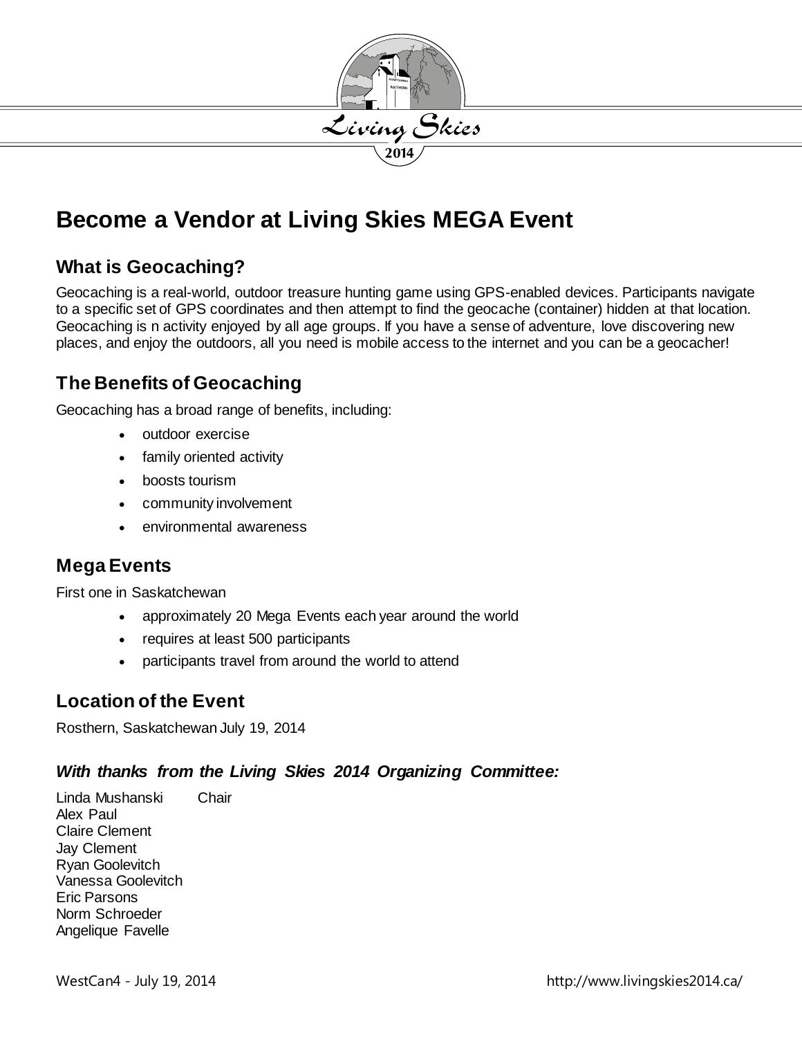# Become a Vendor at Living Skies MEGA Event

## What is Geocaching?

Geocaching is a real-world, outdoor treasure hunting game using GPS-enabled devices. Participants navigate to a specific set of GPS coordinates and then attempt to find the geocache (container) hidden at that location. Geocaching is n activity enjoyed by all age groups. If you have a sense of adventure, love discovering new places, and enjoy the outdoors, all you need is mobile access to the internet and you can be a geocacher!

## The Benefits of Geocaching

Geocaching has a broad range of benefits, including:

- outdoor exercise
- family oriented activity
- boosts tourism
- community involvement
- environmental awareness

## Mega Events

First one in Saskatchewan

- approximately 20 Mega Events each year around the world
- requires at least 500 participants
- participants travel from around the world to attend

## Location of the Event

Rosthern, Saskatchewan July 19, 2014

### *With thanks from the Living Skies 2014 Organizing Committee:*

Linda Mushanski Chair
Alex Paul
Claire Clement
Jay Clement
Ryan Goolevitch
Vanessa Goolevitch
Eric Parsons
Norm Schroeder
Angelique Favelle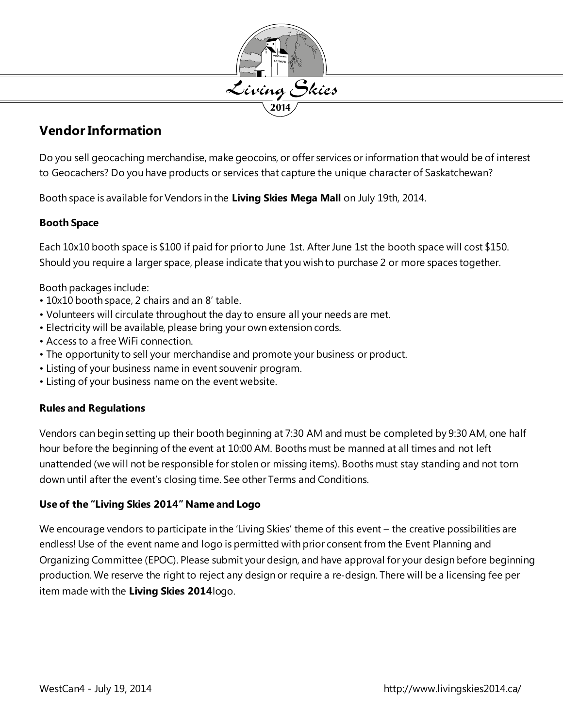## Vendor Information

Do you sell geocaching merchandise, make geocoins, or offer services or information that would be of interest to Geocachers? Do you have products or services that capture the unique character of Saskatchewan?

Booth space is available for Vendors in the **Living Skies Mega Mall** on July 19th, 2014.

### Booth Space

Each 10x10 booth space is $100 if paid for prior to June 1st. After June 1st the booth space will cost $150. Should you require a larger space, please indicate that you wish to purchase 2 or more spaces together.

Booth packages include:

- 10x10 booth space, 2 chairs and an 8' table.
- Volunteers will circulate throughout the day to ensure all your needs are met.
- Electricity will be available, please bring your own extension cords.
- Access to a free WiFi connection.
- The opportunity to sell your merchandise and promote your business or product.
- Listing of your business name in event souvenir program.
- Listing of your business name on the event website.

### Rules and Regulations

Vendors can begin setting up their booth beginning at 7:30 AM and must be completed by 9:30 AM, one half hour before the beginning of the event at 10:00 AM. Booths must be manned at all times and not left unattended (we will not be responsible for stolen or missing items). Booths must stay standing and not torn down until after the event's closing time. See other Terms and Conditions.

### Use of the "Living Skies 2014" Name and Logo

We encourage vendors to participate in the 'Living Skies' theme of this event – the creative possibilities are endless! Use of the event name and logo is permitted with prior consent from the Event Planning and Organizing Committee (EPOC). Please submit your design, and have approval for your design before beginning production. We reserve the right to reject any design or require a re-design. There will be a licensing fee per item made with the **Living Skies 2014** logo.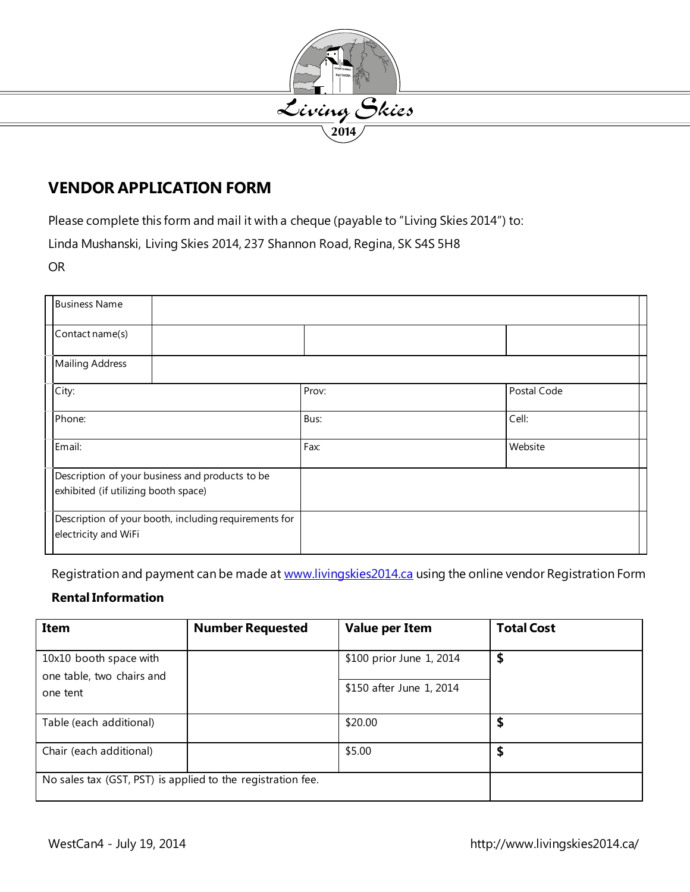Living Skies
2014

## VENDOR APPLICATION FORM

Please complete this form and mail it with a cheque (payable to "Living Skies 2014") to:

Linda Mushanski, Living Skies 2014, 237 Shannon Road, Regina, SK S4S 5H8

OR

| Business Name | | | |
|---|---|---|---|
| Contact name(s) | | | |
| Mailing Address | | | |
| City: | | Prov: | Postal Code |
| Phone: | | Bus: | Cell: |
| Email: | | Fax: | Website |
| Description of your business and products to be exhibited (if utilizing booth space) | | | |
| Description of your booth, including requirements for electricity and WiFi | | | |

Registration and payment can be made at www.livingskies2014.ca using the online vendor Registration Form

**Rental Information**

| **Item** | **Number Requested** | **Value per Item** | **Total Cost** |
|---|---|---|---|
| 10x10 booth space with one table, two chairs and one tent | | \$100 prior June 1, 2014<br>\$150 after June 1, 2014 | **\$** |
| Table (each additional) | | \$20.00 | **\$** |
| Chair (each additional) | | \$5.00 | **\$** |
| No sales tax (GST, PST) is applied to the registration fee. | | | |

WestCan4 - July 19, 2014

http://www.livingskies2014.ca/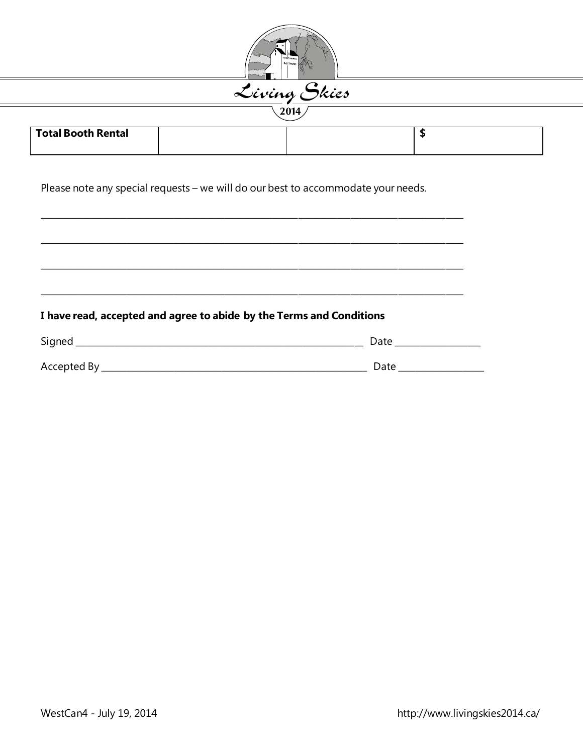| Total Booth Rental | | | $ |
|---|---|---|---|

Please note any special requests – we will do our best to accommodate your needs.

_______________________________________________________________________________

_______________________________________________________________________________

_______________________________________________________________________________

_______________________________________________________________________________

**I have read, accepted and agree to abide by the Terms and Conditions**

Signed ______________________________________________________ Date ________________

Accepted By __________________________________________________ Date ________________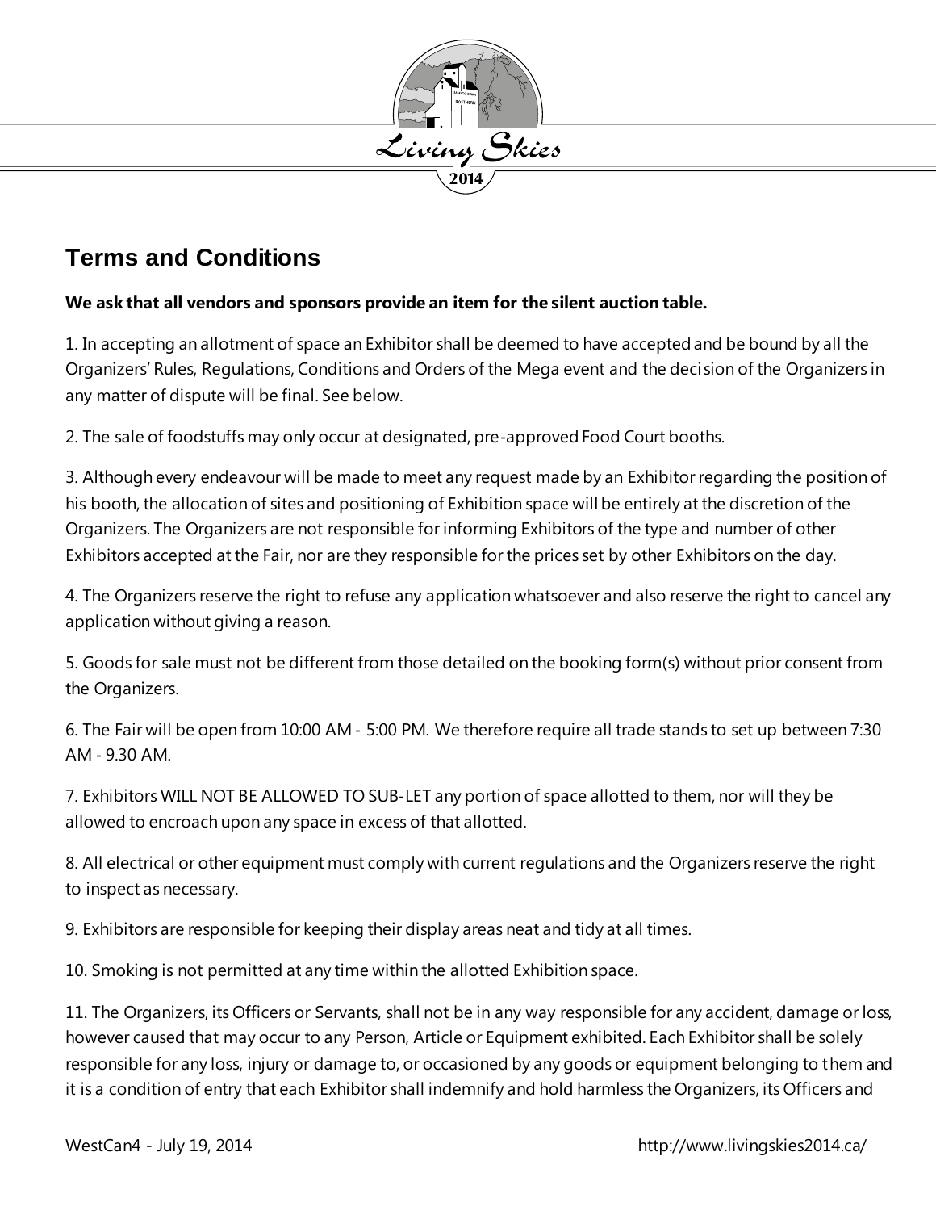## Terms and Conditions

**We ask that all vendors and sponsors provide an item for the silent auction table.**

1. In accepting an allotment of space an Exhibitor shall be deemed to have accepted and be bound by all the Organizers' Rules, Regulations, Conditions and Orders of the Mega event and the decision of the Organizers in any matter of dispute will be final. See below.

2. The sale of foodstuffs may only occur at designated, pre-approved Food Court booths.

3. Although every endeavour will be made to meet any request made by an Exhibitor regarding the position of his booth, the allocation of sites and positioning of Exhibition space will be entirely at the discretion of the Organizers. The Organizers are not responsible for informing Exhibitors of the type and number of other Exhibitors accepted at the Fair, nor are they responsible for the prices set by other Exhibitors on the day.

4. The Organizers reserve the right to refuse any application whatsoever and also reserve the right to cancel any application without giving a reason.

5. Goods for sale must not be different from those detailed on the booking form(s) without prior consent from the Organizers.

6. The Fair will be open from 10:00 AM - 5:00 PM. We therefore require all trade stands to set up between 7:30 AM - 9.30 AM.

7. Exhibitors WILL NOT BE ALLOWED TO SUB-LET any portion of space allotted to them, nor will they be allowed to encroach upon any space in excess of that allotted.

8. All electrical or other equipment must comply with current regulations and the Organizers reserve the right to inspect as necessary.

9. Exhibitors are responsible for keeping their display areas neat and tidy at all times.

10. Smoking is not permitted at any time within the allotted Exhibition space.

11. The Organizers, its Officers or Servants, shall not be in any way responsible for any accident, damage or loss, however caused that may occur to any Person, Article or Equipment exhibited. Each Exhibitor shall be solely responsible for any loss, injury or damage to, or occasioned by any goods or equipment belonging to them and it is a condition of entry that each Exhibitor shall indemnify and hold harmless the Organizers, its Officers and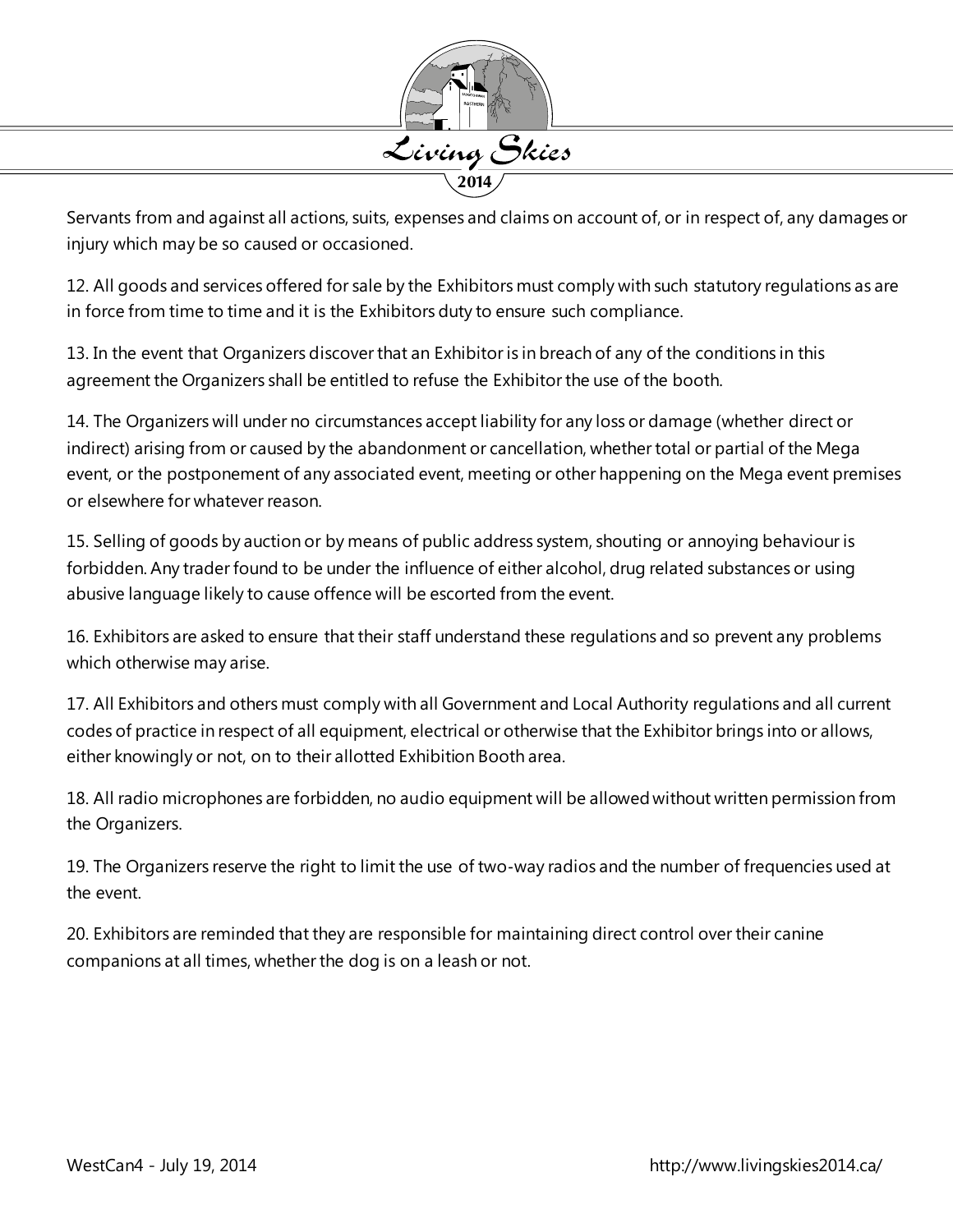Servants from and against all actions, suits, expenses and claims on account of, or in respect of, any damages or injury which may be so caused or occasioned.

12. All goods and services offered for sale by the Exhibitors must comply with such statutory regulations as are in force from time to time and it is the Exhibitors duty to ensure such compliance.

13. In the event that Organizers discover that an Exhibitor is in breach of any of the conditions in this agreement the Organizers shall be entitled to refuse the Exhibitor the use of the booth.

14. The Organizers will under no circumstances accept liability for any loss or damage (whether direct or indirect) arising from or caused by the abandonment or cancellation, whether total or partial of the Mega event, or the postponement of any associated event, meeting or other happening on the Mega event premises or elsewhere for whatever reason.

15. Selling of goods by auction or by means of public address system, shouting or annoying behaviour is forbidden. Any trader found to be under the influence of either alcohol, drug related substances or using abusive language likely to cause offence will be escorted from the event.

16. Exhibitors are asked to ensure that their staff understand these regulations and so prevent any problems which otherwise may arise.

17. All Exhibitors and others must comply with all Government and Local Authority regulations and all current codes of practice in respect of all equipment, electrical or otherwise that the Exhibitor brings into or allows, either knowingly or not, on to their allotted Exhibition Booth area.

18. All radio microphones are forbidden, no audio equipment will be allowed without written permission from the Organizers.

19. The Organizers reserve the right to limit the use of two-way radios and the number of frequencies used at the event.

20. Exhibitors are reminded that they are responsible for maintaining direct control over their canine companions at all times, whether the dog is on a leash or not.